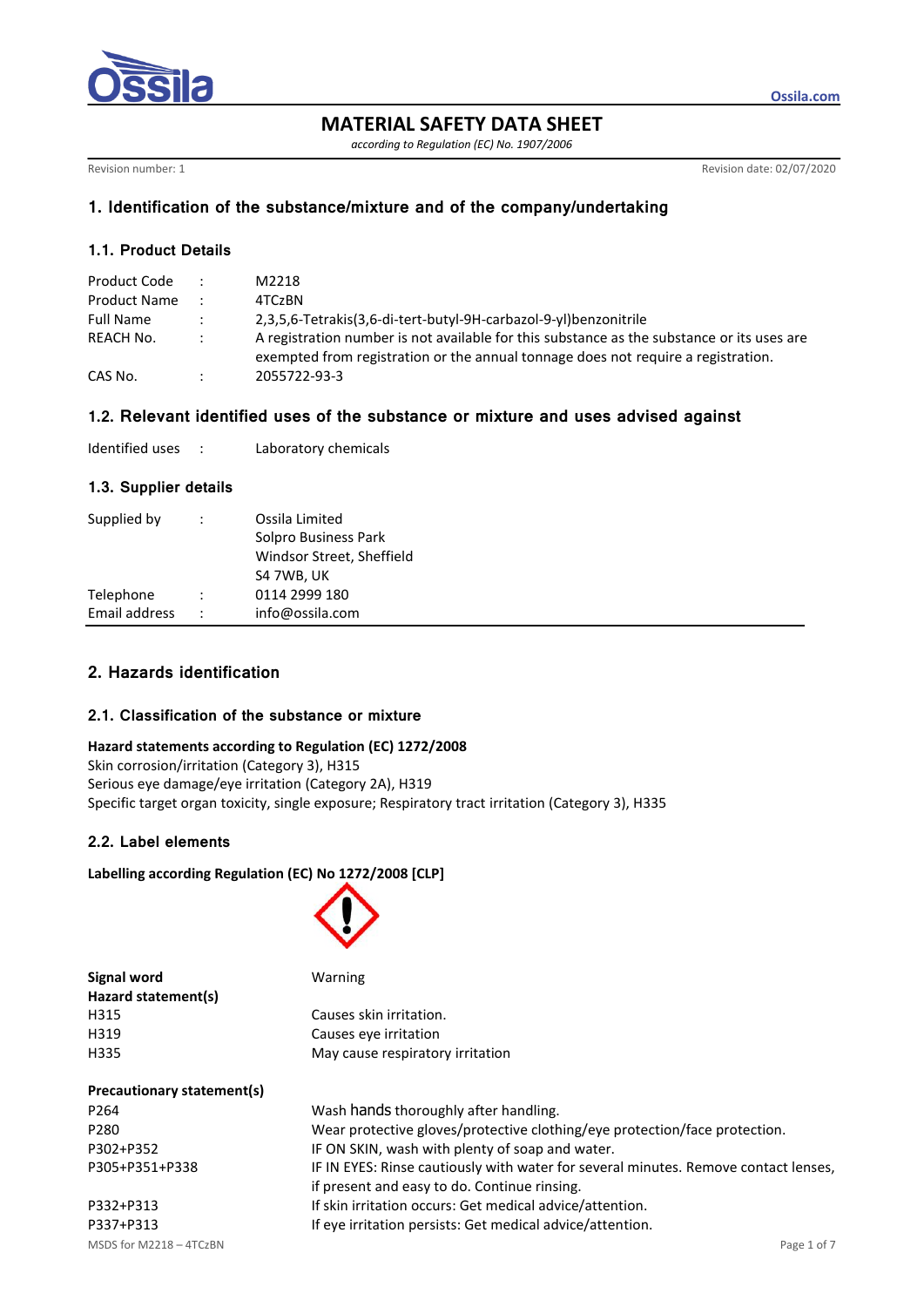# MATERIAL SAFETY DATA SHEET

*according to Regulation (EC) No. 1907/2006*

Revision number: 1 Revision date: 02/07/2020

## 1. Identification of the substance/mixture and of the company/undertaking

### 1.1. Product Details

| | | |
|---|---|---|
| Product Code | : | M2218 |
| Product Name | : | 4TCzBN |
| Full Name | : | 2,3,5,6-Tetrakis(3,6-di-tert-butyl-9H-carbazol-9-yl)benzonitrile |
| REACH No. | : | A registration number is not available for this substance as the substance or its uses are exempted from registration or the annual tonnage does not require a registration. |
| CAS No. | : | 2055722-93-3 |

### 1.2. Relevant identified uses of the substance or mixture and uses advised against

| | | |
|---|---|---|
| Identified uses | : | Laboratory chemicals |

### 1.3. Supplier details

| | | |
|---|---|---|
| Supplied by | : | Ossila Limited<br>Solpro Business Park<br>Windsor Street, Sheffield<br>S4 7WB, UK |
| Telephone | : | 0114 2999 180 |
| Email address | : | info@ossila.com |

## 2. Hazards identification

### 2.1. Classification of the substance or mixture

**Hazard statements according to Regulation (EC) 1272/2008**

Skin corrosion/irritation (Category 3), H315

Serious eye damage/eye irritation (Category 2A), H319

Specific target organ toxicity, single exposure; Respiratory tract irritation (Category 3), H335

### 2.2. Label elements

**Labelling according Regulation (EC) No 1272/2008 [CLP]**

| | |
|---|---|
| **Signal word** | Warning |
| **Hazard statement(s)** | |
| H315 | Causes skin irritation. |
| H319 | Causes eye irritation |
| H335 | May cause respiratory irritation |
| | |
| **Precautionary statement(s)** | |
| P264 | Wash hands thoroughly after handling. |
| P280 | Wear protective gloves/protective clothing/eye protection/face protection. |
| P302+P352 | IF ON SKIN, wash with plenty of soap and water. |
| P305+P351+P338 | IF IN EYES: Rinse cautiously with water for several minutes. Remove contact lenses, if present and easy to do. Continue rinsing. |
| P332+P313 | If skin irritation occurs: Get medical advice/attention. |
| P337+P313 | If eye irritation persists: Get medical advice/attention. |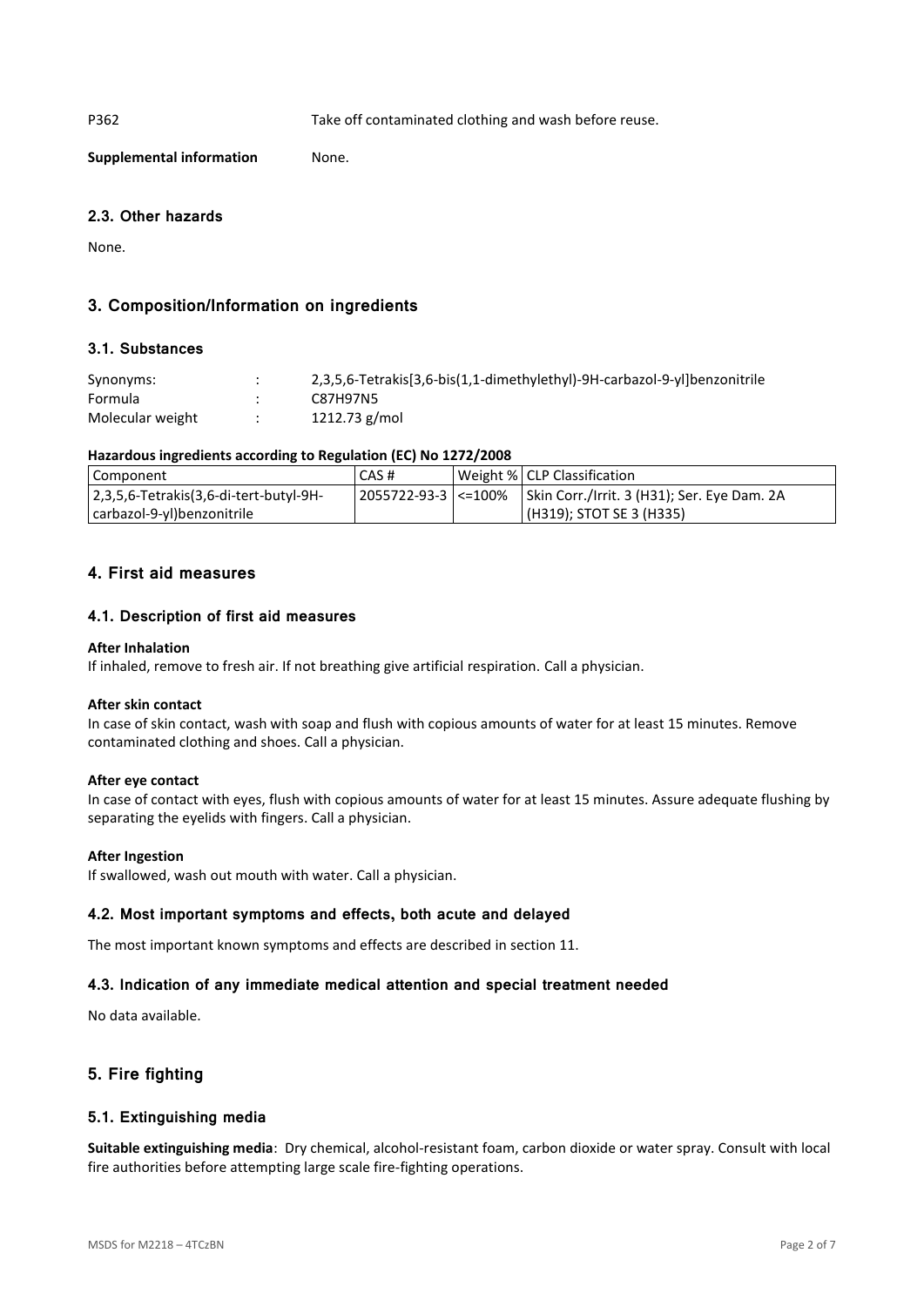| | |
|---|---|
| P362 | Take off contaminated clothing and wash before reuse. |
| **Supplemental information** | None. |

### 2.3. Other hazards

None.

## 3. Composition/Information on ingredients

### 3.1. Substances

| | | |
|---|---|---|
| Synonyms: | : | 2,3,5,6-Tetrakis[3,6-bis(1,1-dimethylethyl)-9H-carbazol-9-yl]benzonitrile |
| Formula | : | $C_{87}H_{97}N_5$ |
| Molecular weight | : | 1212.73 g/mol |

**Hazardous ingredients according to Regulation (EC) No 1272/2008**

| Component | CAS # | Weight % | CLP Classification |
|---|---|---|---|
| 2,3,5,6-Tetrakis(3,6-di-tert-butyl-9H-carbazol-9-yl)benzonitrile | 2055722-93-3 | <=100% | Skin Corr./Irrit. 3 (H31); Ser. Eye Dam. 2A (H319); STOT SE 3 (H335) |

## 4. First aid measures

### 4.1. Description of first aid measures

**After Inhalation**
If inhaled, remove to fresh air. If not breathing give artificial respiration. Call a physician.

**After skin contact**
In case of skin contact, wash with soap and flush with copious amounts of water for at least 15 minutes. Remove contaminated clothing and shoes. Call a physician.

**After eye contact**
In case of contact with eyes, flush with copious amounts of water for at least 15 minutes. Assure adequate flushing by separating the eyelids with fingers. Call a physician.

**After Ingestion**
If swallowed, wash out mouth with water. Call a physician.

### 4.2. Most important symptoms and effects, both acute and delayed

The most important known symptoms and effects are described in section 11.

### 4.3. Indication of any immediate medical attention and special treatment needed

No data available.

## 5. Fire fighting

### 5.1. Extinguishing media

**Suitable extinguishing media**: Dry chemical, alcohol-resistant foam, carbon dioxide or water spray. Consult with local fire authorities before attempting large scale fire-fighting operations.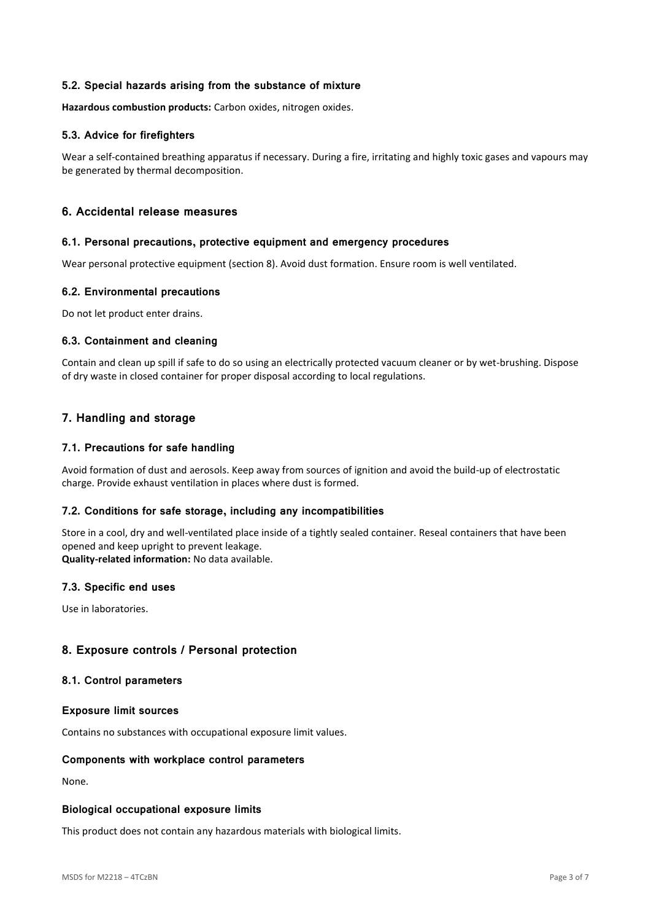### 5.2. Special hazards arising from the substance of mixture

**Hazardous combustion products:** Carbon oxides, nitrogen oxides.

### 5.3. Advice for firefighters

Wear a self-contained breathing apparatus if necessary. During a fire, irritating and highly toxic gases and vapours may be generated by thermal decomposition.

## 6. Accidental release measures

### 6.1. Personal precautions, protective equipment and emergency procedures

Wear personal protective equipment (section 8). Avoid dust formation. Ensure room is well ventilated.

### 6.2. Environmental precautions

Do not let product enter drains.

### 6.3. Containment and cleaning

Contain and clean up spill if safe to do so using an electrically protected vacuum cleaner or by wet-brushing. Dispose of dry waste in closed container for proper disposal according to local regulations.

## 7. Handling and storage

### 7.1. Precautions for safe handling

Avoid formation of dust and aerosols. Keep away from sources of ignition and avoid the build-up of electrostatic charge. Provide exhaust ventilation in places where dust is formed.

### 7.2. Conditions for safe storage, including any incompatibilities

Store in a cool, dry and well-ventilated place inside of a tightly sealed container. Reseal containers that have been opened and keep upright to prevent leakage.
**Quality-related information:** No data available.

### 7.3. Specific end uses

Use in laboratories.

## 8. Exposure controls / Personal protection

### 8.1. Control parameters

#### Exposure limit sources

Contains no substances with occupational exposure limit values.

#### Components with workplace control parameters

None.

#### Biological occupational exposure limits

This product does not contain any hazardous materials with biological limits.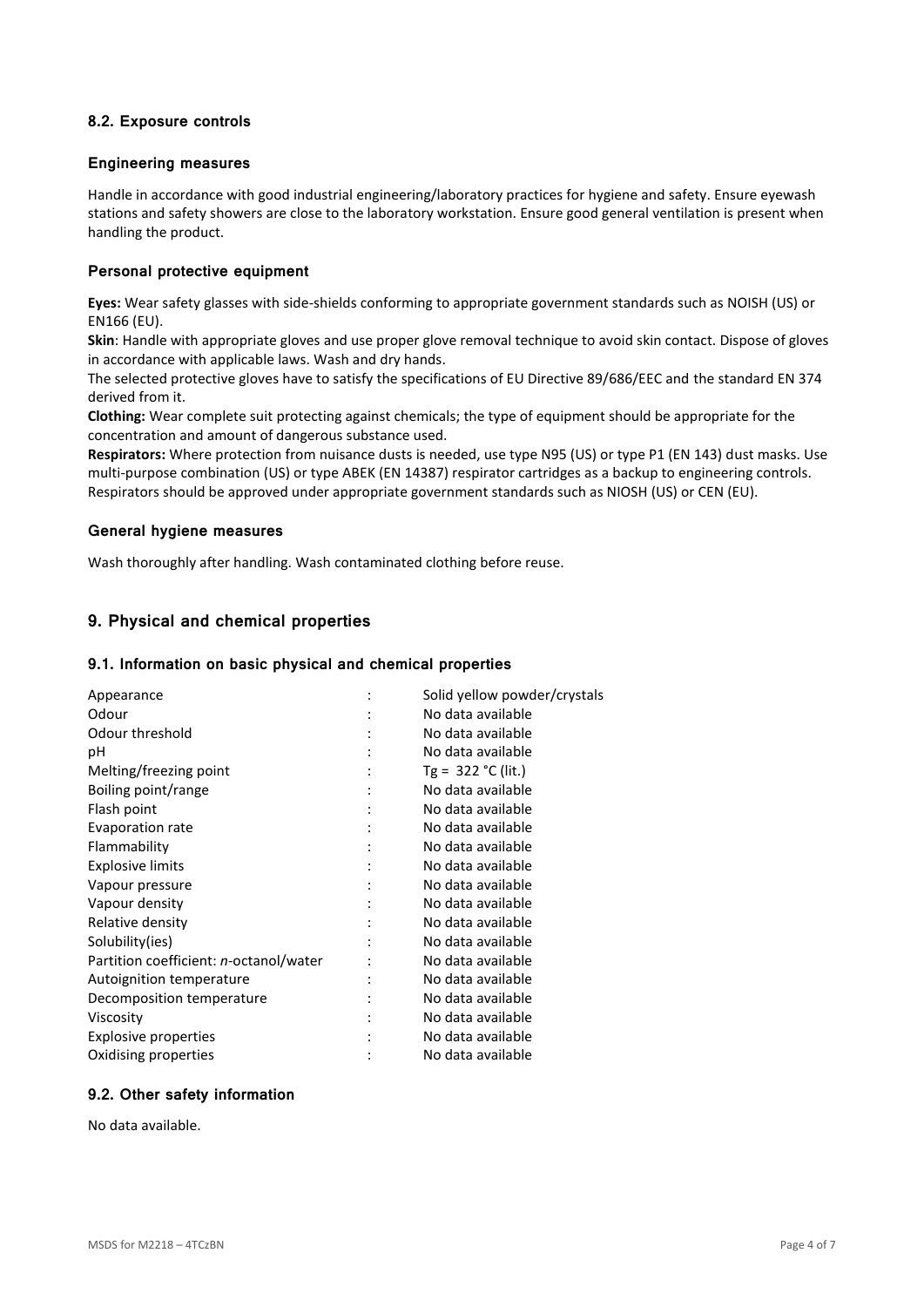### 8.2. Exposure controls

#### Engineering measures

Handle in accordance with good industrial engineering/laboratory practices for hygiene and safety. Ensure eyewash stations and safety showers are close to the laboratory workstation. Ensure good general ventilation is present when handling the product.

#### Personal protective equipment

**Eyes:** Wear safety glasses with side-shields conforming to appropriate government standards such as NOISH (US) or EN166 (EU).

**Skin**: Handle with appropriate gloves and use proper glove removal technique to avoid skin contact. Dispose of gloves in accordance with applicable laws. Wash and dry hands.

The selected protective gloves have to satisfy the specifications of EU Directive 89/686/EEC and the standard EN 374 derived from it.

**Clothing:** Wear complete suit protecting against chemicals; the type of equipment should be appropriate for the concentration and amount of dangerous substance used.

**Respirators:** Where protection from nuisance dusts is needed, use type N95 (US) or type P1 (EN 143) dust masks. Use multi-purpose combination (US) or type ABEK (EN 14387) respirator cartridges as a backup to engineering controls. Respirators should be approved under appropriate government standards such as NIOSH (US) or CEN (EU).

#### General hygiene measures

Wash thoroughly after handling. Wash contaminated clothing before reuse.

## 9. Physical and chemical properties

### 9.1. Information on basic physical and chemical properties

| Property | | Value |
|---|---|---|
| Appearance | : | Solid yellow powder/crystals |
| Odour | : | No data available |
| Odour threshold | : | No data available |
| pH | : | No data available |
| Melting/freezing point | : | Tg = 322 °C (lit.) |
| Boiling point/range | : | No data available |
| Flash point | : | No data available |
| Evaporation rate | : | No data available |
| Flammability | : | No data available |
| Explosive limits | : | No data available |
| Vapour pressure | : | No data available |
| Vapour density | : | No data available |
| Relative density | : | No data available |
| Solubility(ies) | : | No data available |
| Partition coefficient: *n*-octanol/water | : | No data available |
| Autoignition temperature | : | No data available |
| Decomposition temperature | : | No data available |
| Viscosity | : | No data available |
| Explosive properties | : | No data available |
| Oxidising properties | : | No data available |

### 9.2. Other safety information

No data available.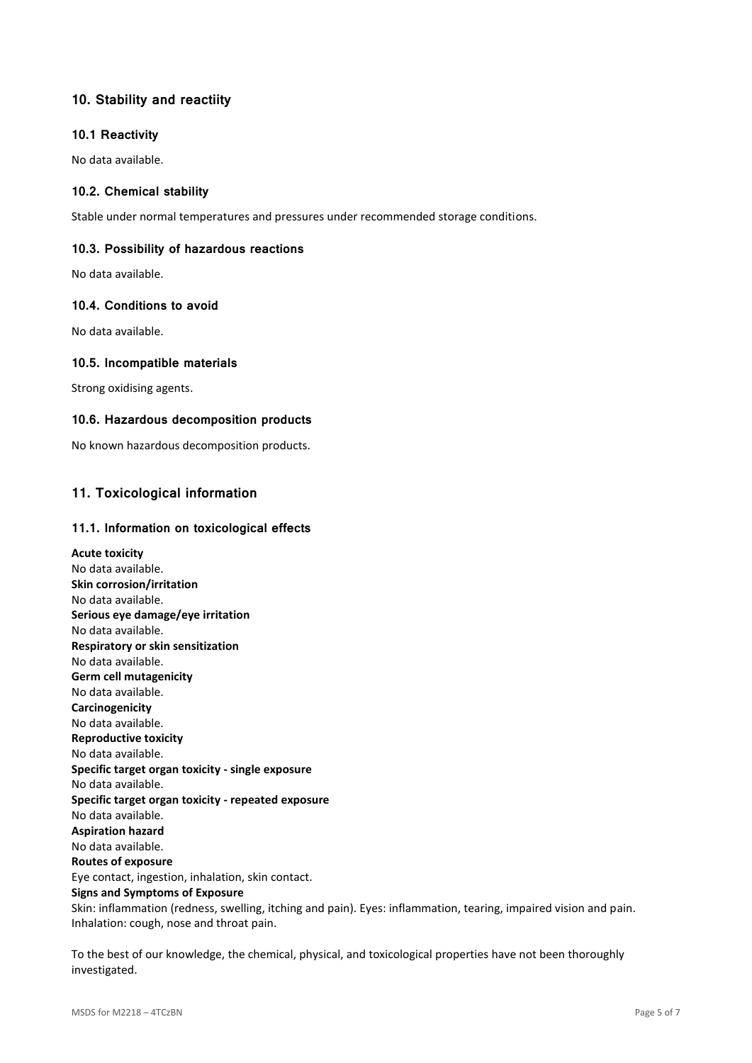## 10. Stability and reactiity

### 10.1 Reactivity

No data available.

### 10.2. Chemical stability

Stable under normal temperatures and pressures under recommended storage conditions.

### 10.3. Possibility of hazardous reactions

No data available.

### 10.4. Conditions to avoid

No data available.

### 10.5. Incompatible materials

Strong oxidising agents.

### 10.6. Hazardous decomposition products

No known hazardous decomposition products.

## 11. Toxicological information

### 11.1. Information on toxicological effects

**Acute toxicity**
No data available.
**Skin corrosion/irritation**
No data available.
**Serious eye damage/eye irritation**
No data available.
**Respiratory or skin sensitization**
No data available.
**Germ cell mutagenicity**
No data available.
**Carcinogenicity**
No data available.
**Reproductive toxicity**
No data available.
**Specific target organ toxicity - single exposure**
No data available.
**Specific target organ toxicity - repeated exposure**
No data available.
**Aspiration hazard**
No data available.
**Routes of exposure**
Eye contact, ingestion, inhalation, skin contact.
**Signs and Symptoms of Exposure**
Skin: inflammation (redness, swelling, itching and pain). Eyes: inflammation, tearing, impaired vision and pain. Inhalation: cough, nose and throat pain.

To the best of our knowledge, the chemical, physical, and toxicological properties have not been thoroughly investigated.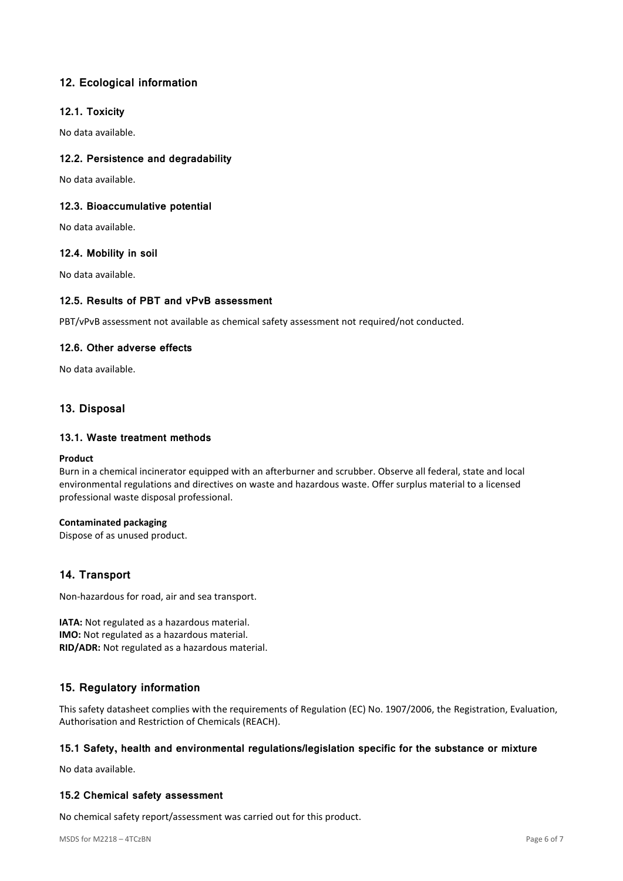## 12. Ecological information

### 12.1. Toxicity

No data available.

### 12.2. Persistence and degradability

No data available.

### 12.3. Bioaccumulative potential

No data available.

### 12.4. Mobility in soil

No data available.

### 12.5. Results of PBT and vPvB assessment

PBT/vPvB assessment not available as chemical safety assessment not required/not conducted.

### 12.6. Other adverse effects

No data available.

## 13. Disposal

### 13.1. Waste treatment methods

**Product**

Burn in a chemical incinerator equipped with an afterburner and scrubber. Observe all federal, state and local environmental regulations and directives on waste and hazardous waste. Offer surplus material to a licensed professional waste disposal professional.

**Contaminated packaging**

Dispose of as unused product.

## 14. Transport

Non-hazardous for road, air and sea transport.

**IATA:** Not regulated as a hazardous material.
**IMO:** Not regulated as a hazardous material.
**RID/ADR:** Not regulated as a hazardous material.

## 15. Regulatory information

This safety datasheet complies with the requirements of Regulation (EC) No. 1907/2006, the Registration, Evaluation, Authorisation and Restriction of Chemicals (REACH).

### 15.1 Safety, health and environmental regulations/legislation specific for the substance or mixture

No data available.

### 15.2 Chemical safety assessment

No chemical safety report/assessment was carried out for this product.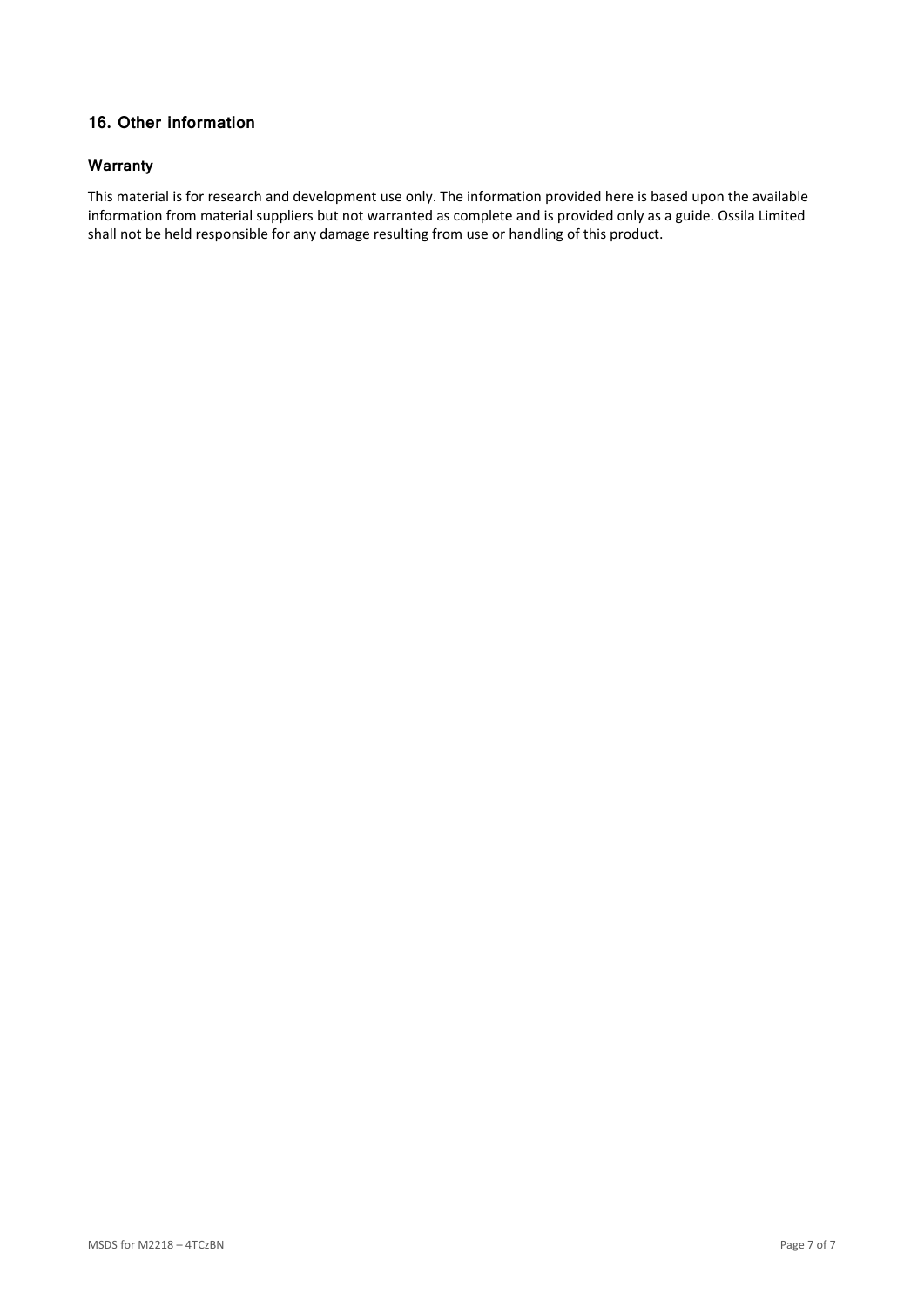## 16. Other information

### Warranty

This material is for research and development use only. The information provided here is based upon the available information from material suppliers but not warranted as complete and is provided only as a guide. Ossila Limited shall not be held responsible for any damage resulting from use or handling of this product.